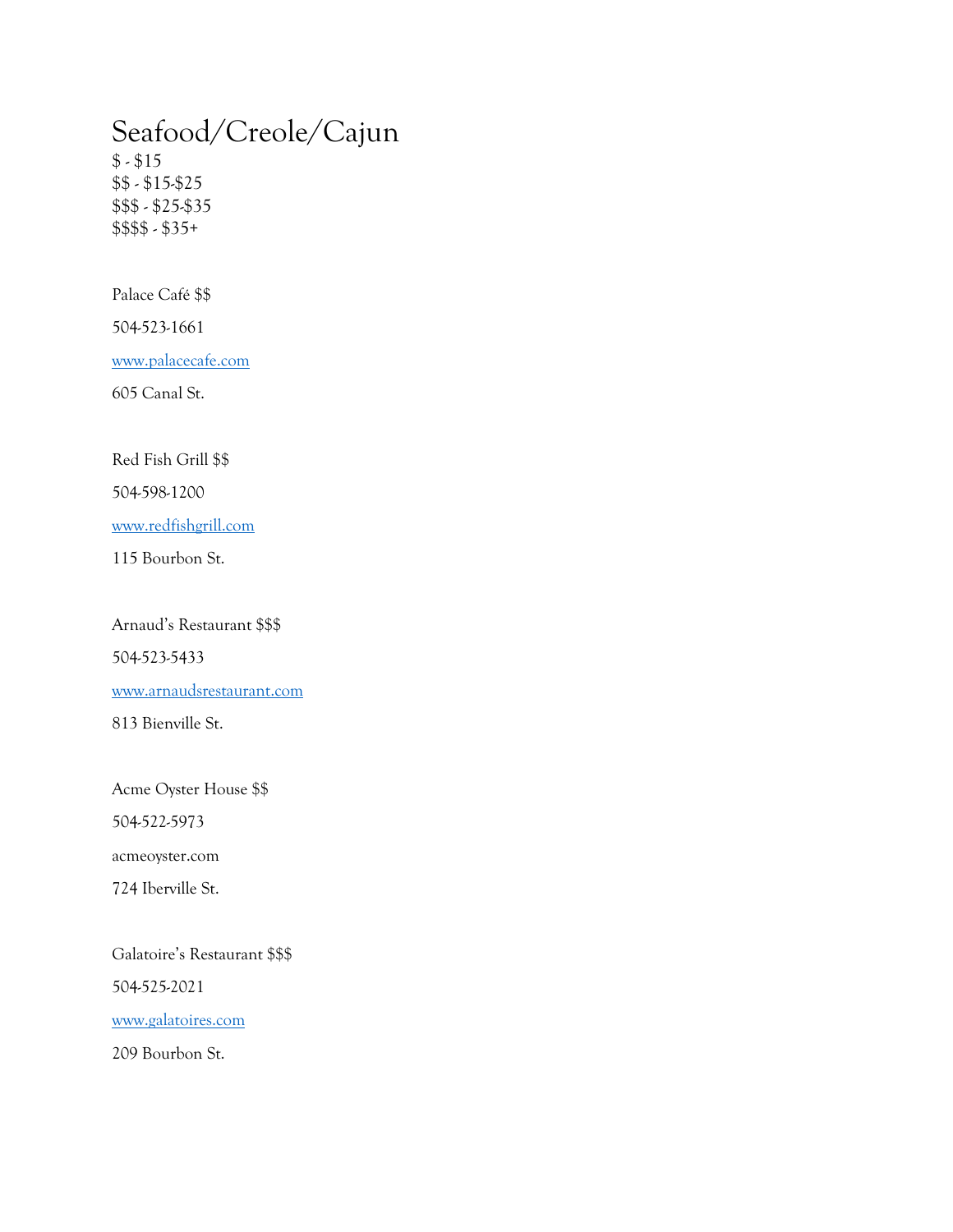# Seafood/Creole/Cajun

$ - $15
$$ - $15-$25
$$$ - $25-$35
$$$$ - $35+

Palace Café $$

504-523-1661

[www.palacecafe.com](http://www.palacecafe.com)

605 Canal St.

Red Fish Grill $$

504-598-1200

[www.redfishgrill.com](http://www.redfishgrill.com)

115 Bourbon St.

Arnaud's Restaurant $$$

504-523-5433

[www.arnaudsrestaurant.com](http://www.arnaudsrestaurant.com)

813 Bienville St.

Acme Oyster House $$

504-522-5973

acmeoyster.com

724 Iberville St.

Galatoire's Restaurant $$$

504-525-2021

[www.galatoires.com](http://www.galatoires.com)

209 Bourbon St.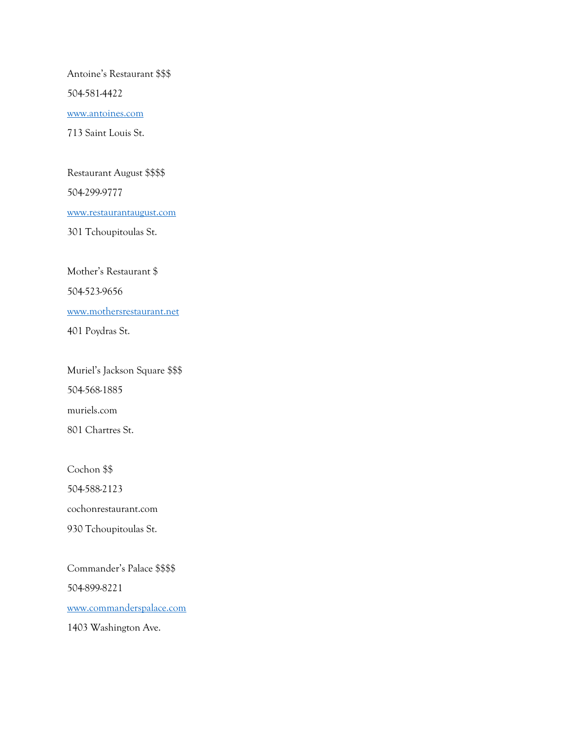Antoine's Restaurant $$$

504-581-4422

www.antoines.com

713 Saint Louis St.

Restaurant August $$$$

504-299-9777

www.restaurantaugust.com

301 Tchoupitoulas St.

Mother's Restaurant $

504-523-9656

www.mothersrestaurant.net

401 Poydras St.

Muriel's Jackson Square $$$

504-568-1885

muriels.com

801 Chartres St.

Cochon $$

504-588-2123

cochonrestaurant.com

930 Tchoupitoulas St.

Commander's Palace $$$$

504-899-8221

www.commanderspalace.com

1403 Washington Ave.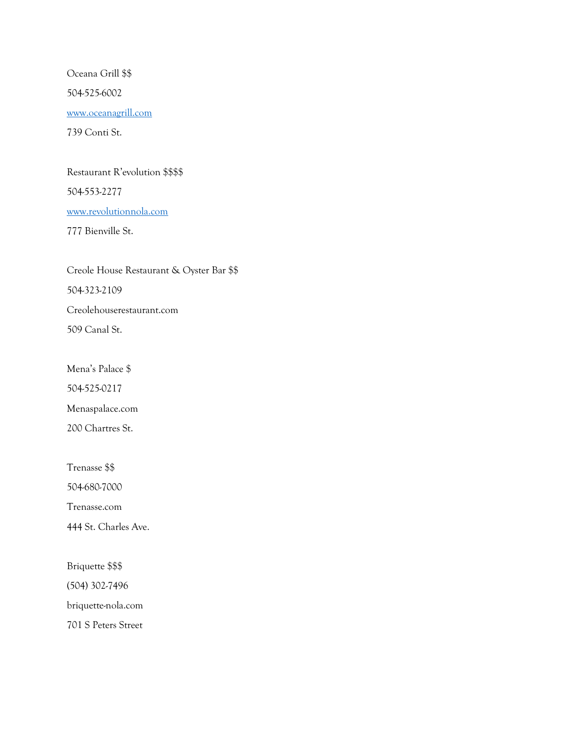Oceana Grill $$

504-525-6002

www.oceanagrill.com

739 Conti St.

Restaurant R'evolution $$$$

504-553-2277

www.revolutionnola.com

777 Bienville St.

Creole House Restaurant & Oyster Bar $$

504-323-2109

Creolehouserestaurant.com

509 Canal St.

Mena's Palace $

504-525-0217

Menaspalace.com

200 Chartres St.

Trenasse $$

504-680-7000

Trenasse.com

444 St. Charles Ave.

Briquette $$$

(504) 302-7496

briquette-nola.com

701 S Peters Street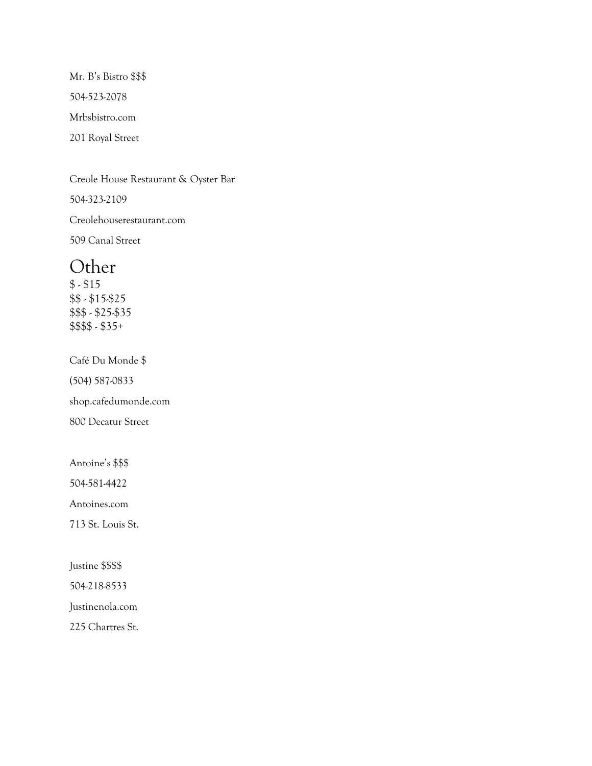Mr. B's Bistro $$$

504-523-2078

Mrbsbistro.com

201 Royal Street

Creole House Restaurant & Oyster Bar

504-323-2109

Creolehouserestaurant.com

509 Canal Street

# Other

$ - $15
$$ - $15-$25
$$$ - $25-$35
$$$$ - $35+

Café Du Monde $

(504) 587-0833

shop.cafedumonde.com

800 Decatur Street

Antoine's $$$

504-581-4422

Antoines.com

713 St. Louis St.

Justine $$$$

504-218-8533

Justinenola.com

225 Chartres St.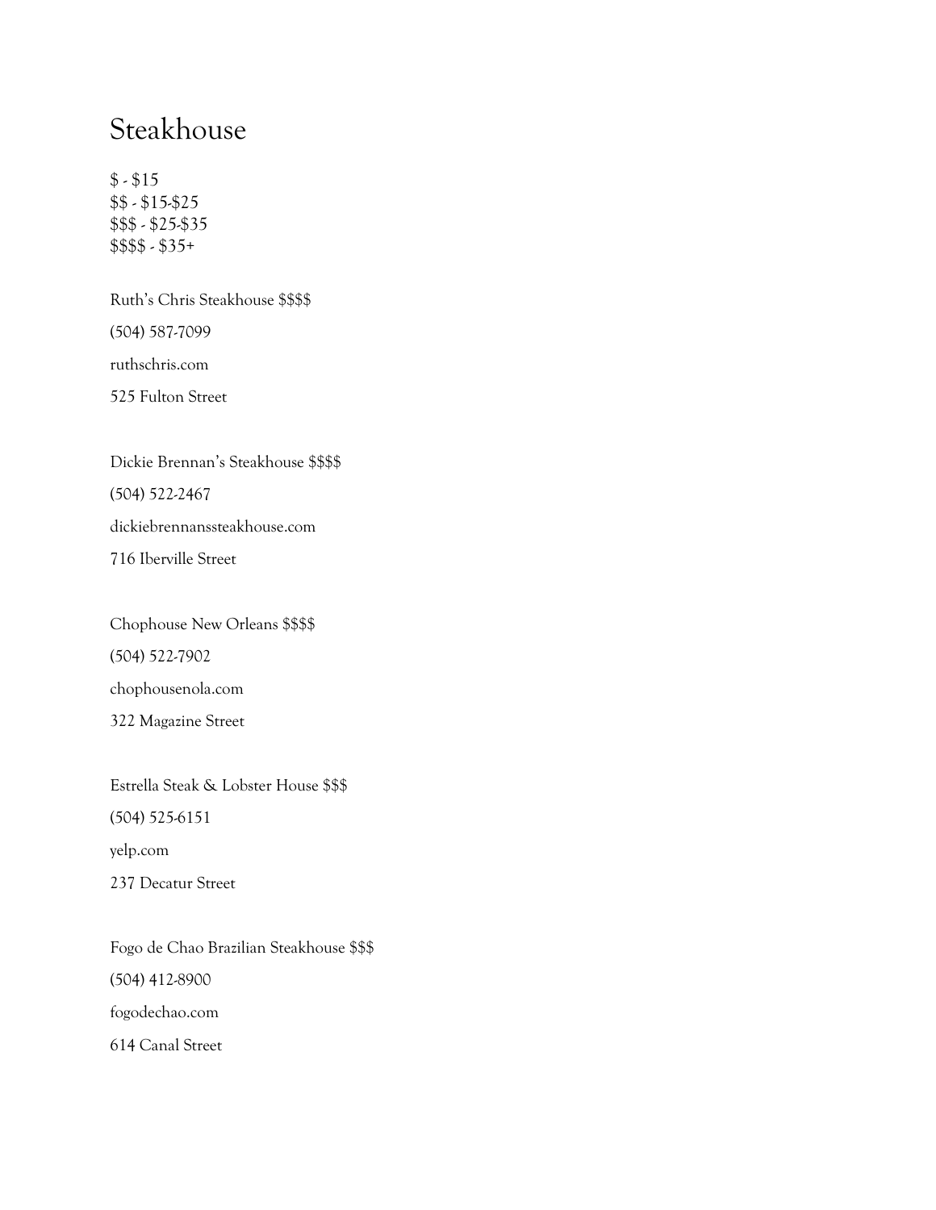# Steakhouse

$ - $15
$$ - $15-$25
$$$ - $25-$35
$$$$ - $35+

Ruth's Chris Steakhouse $$$$

(504) 587-7099

ruthschris.com

525 Fulton Street

Dickie Brennan's Steakhouse $$$$

(504) 522-2467

dickiebrennanssteakhouse.com

716 Iberville Street

Chophouse New Orleans $$$$

(504) 522-7902

chophousenola.com

322 Magazine Street

Estrella Steak & Lobster House $$$

(504) 525-6151

yelp.com

237 Decatur Street

Fogo de Chao Brazilian Steakhouse $$$

(504) 412-8900

fogodechao.com

614 Canal Street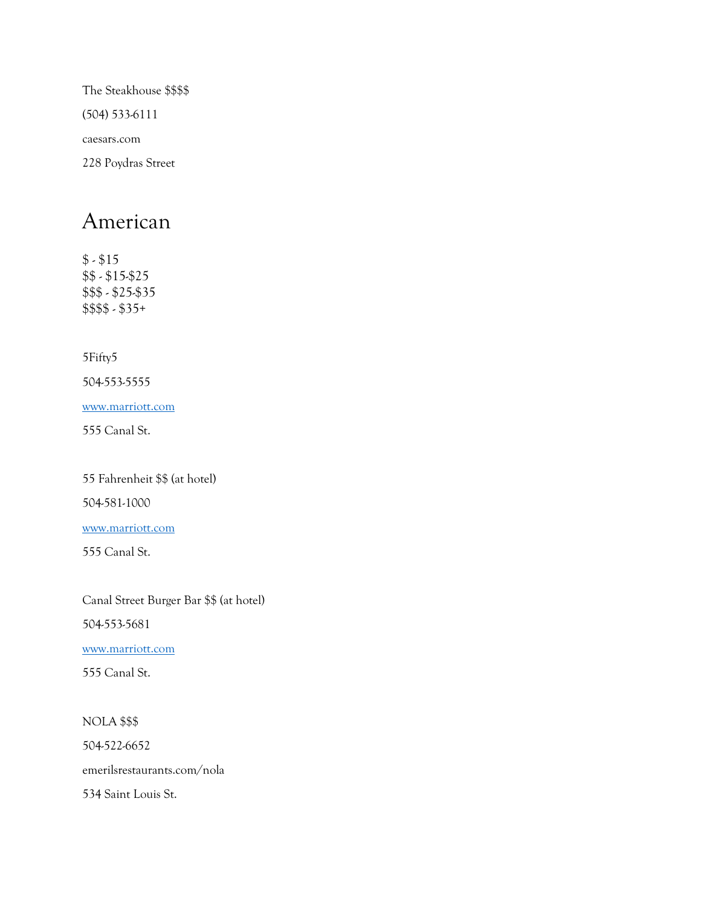The Steakhouse $$$$

(504) 533-6111

caesars.com

228 Poydras Street

# American

$ - $15
$$ - $15-$25
$$$ - $25-$35
$$$$ - $35+

5Fifty5

504-553-5555

www.marriott.com

555 Canal St.

55 Fahrenheit $$ (at hotel)

504-581-1000

www.marriott.com

555 Canal St.

Canal Street Burger Bar $$ (at hotel)

504-553-5681

www.marriott.com

555 Canal St.

NOLA $$$

504-522-6652

emerilsrestaurants.com/nola

534 Saint Louis St.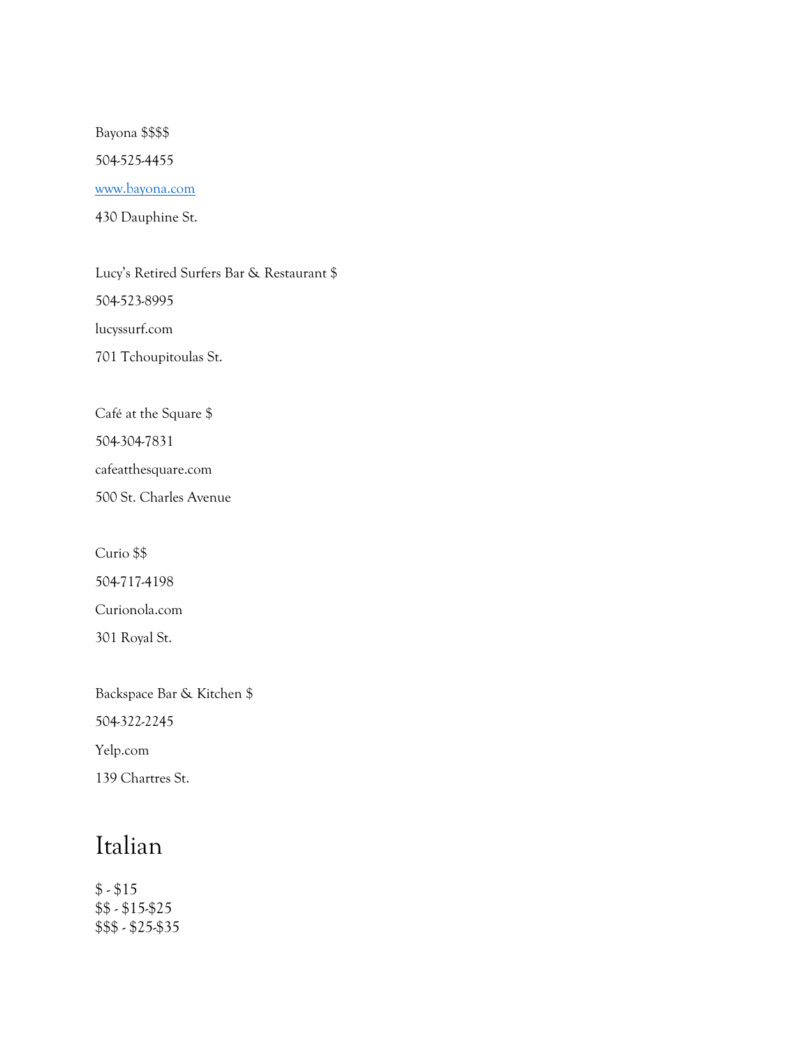Bayona $$$$

504-525-4455

[www.bayona.com](http://www.bayona.com)

430 Dauphine St.

Lucy's Retired Surfers Bar & Restaurant $

504-523-8995

lucyssurf.com

701 Tchoupitoulas St.

Café at the Square $

504-304-7831

cafeatthesquare.com

500 St. Charles Avenue

Curio $$

504-717-4198

Curionola.com

301 Royal St.

Backspace Bar & Kitchen $

504-322-2245

Yelp.com

139 Chartres St.

# Italian

$ - $15  
$$ - $15-$25  
$$$ - $25-$35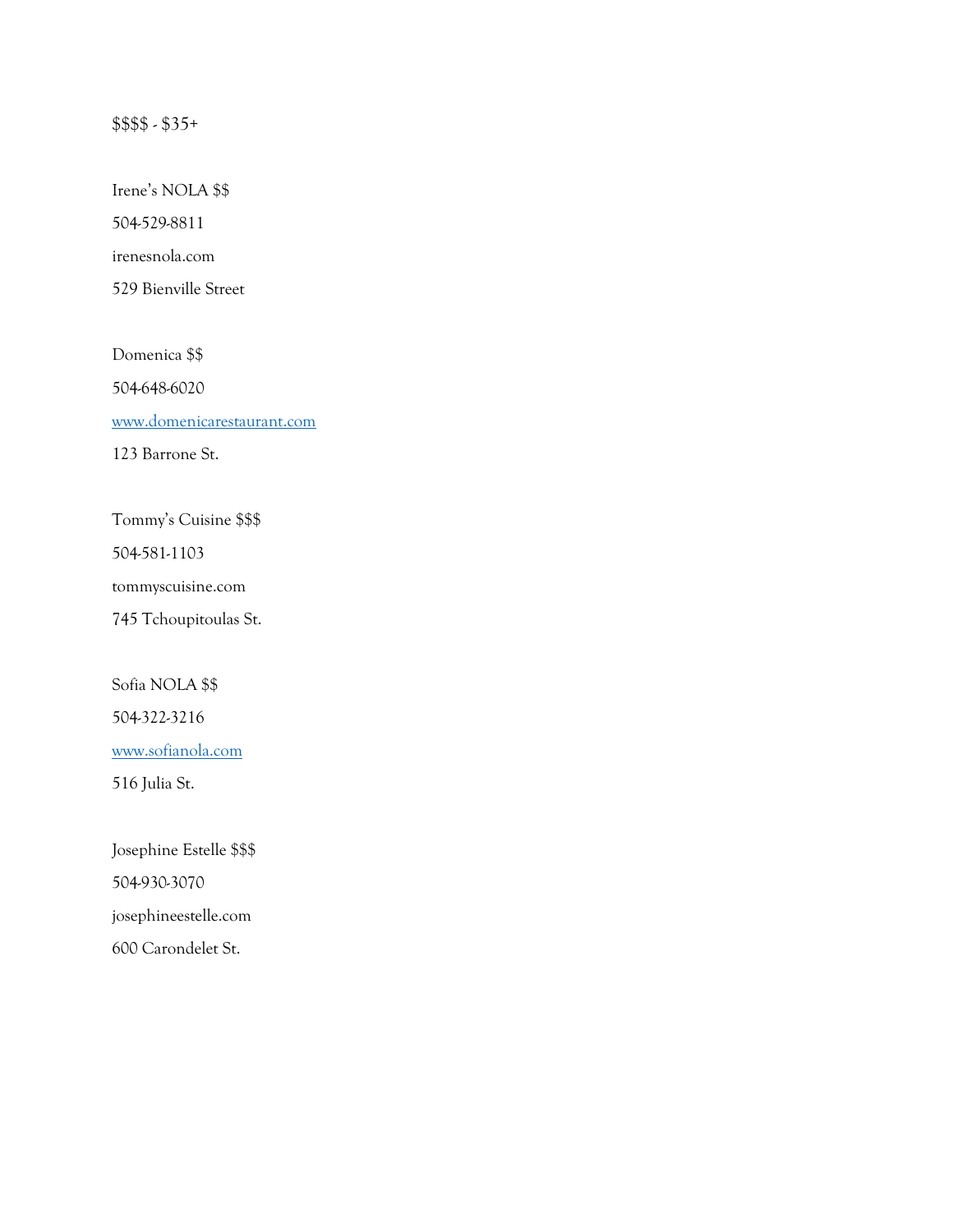$$$$ - $35+

Irene's NOLA $$

504-529-8811

irenesnola.com

529 Bienville Street

Domenica $$

504-648-6020

[www.domenicarestaurant.com](http://www.domenicarestaurant.com)

123 Barrone St.

Tommy's Cuisine $$$

504-581-1103

tommyscuisine.com

745 Tchoupitoulas St.

Sofia NOLA $$

504-322-3216

[www.sofianola.com](http://www.sofianola.com)

516 Julia St.

Josephine Estelle $$$

504-930-3070

josephineestelle.com

600 Carondelet St.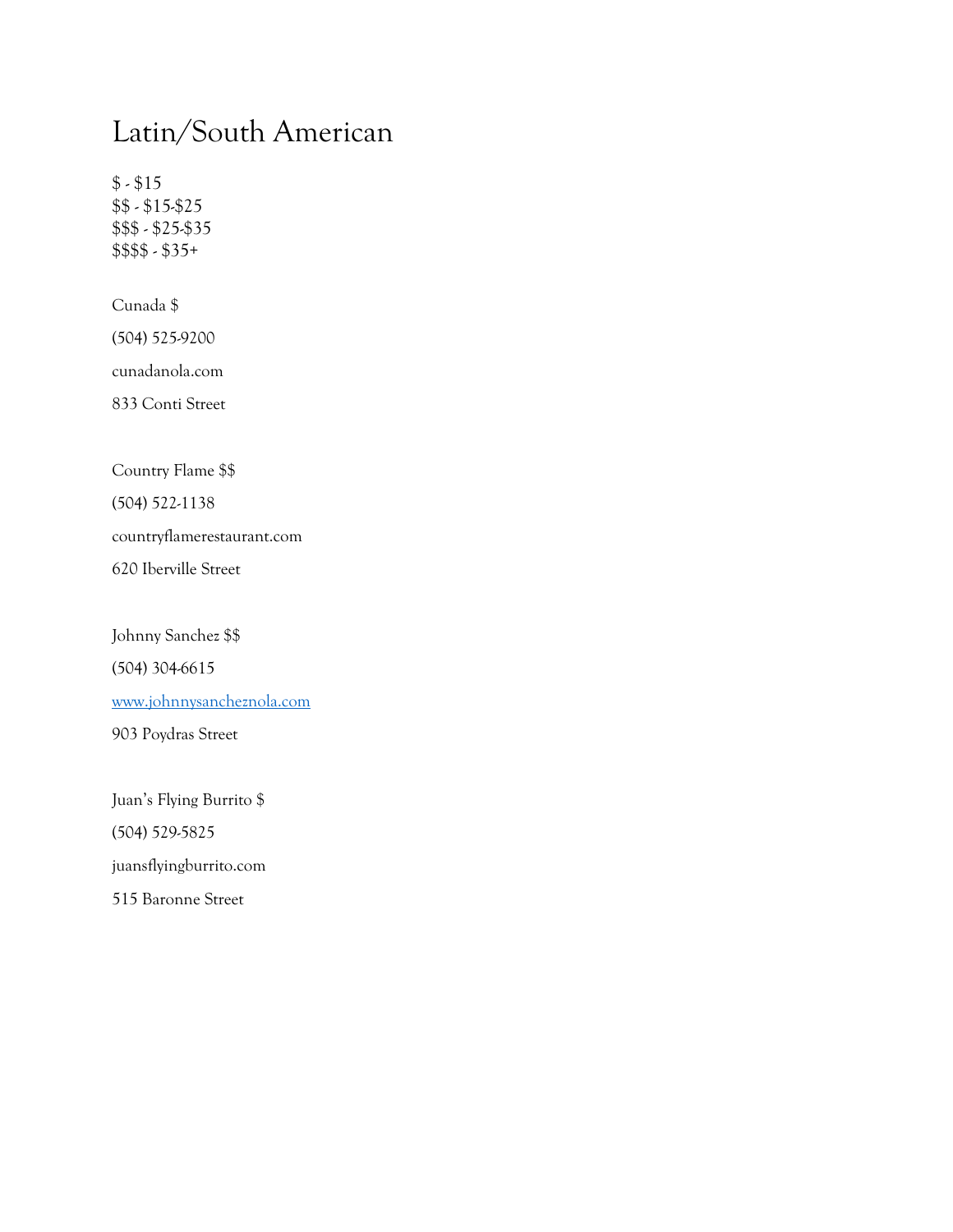# Latin/South American

$ - $15
$$ - $15-$25
$$$ - $25-$35
$$$$ - $35+

Cunada $

(504) 525-9200

cunadanola.com

833 Conti Street

Country Flame $$

(504) 522-1138

countryflamerestaurant.com

620 Iberville Street

Johnny Sanchez $$

(504) 304-6615

[www.johnnysancheznola.com](http://www.johnnysancheznola.com)

903 Poydras Street

Juan's Flying Burrito $

(504) 529-5825

juansflyingburrito.com

515 Baronne Street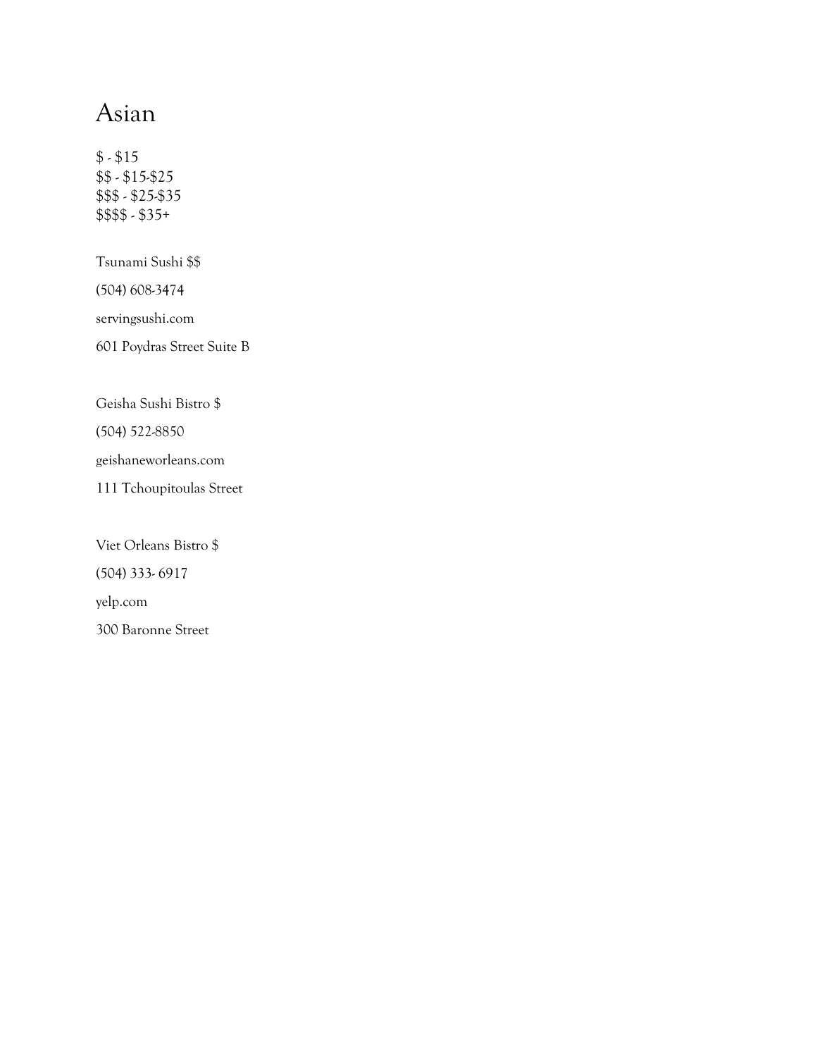# Asian

$ - $15
$$ - $15-$25
$$$ - $25-$35
$$$$ - $35+

Tsunami Sushi $$

(504) 608-3474

servingsushi.com

601 Poydras Street Suite B

Geisha Sushi Bistro $

(504) 522-8850

geishaneworleans.com

111 Tchoupitoulas Street

Viet Orleans Bistro $

(504) 333- 6917

yelp.com

300 Baronne Street